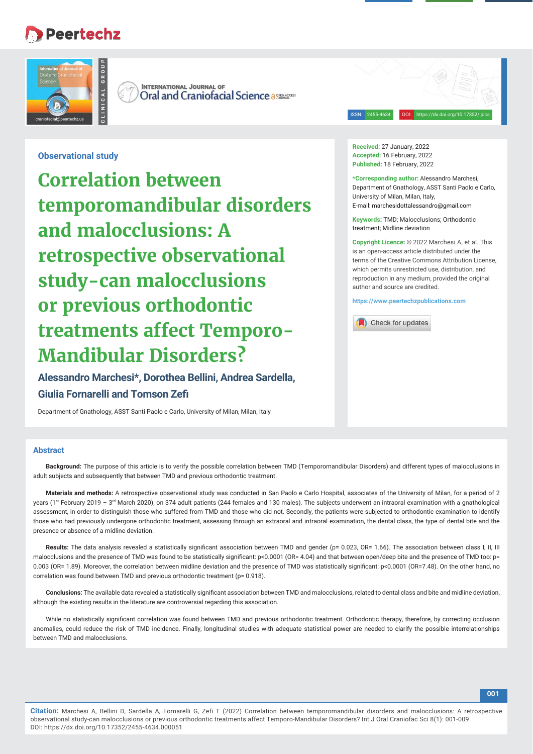Observational study

# Correlation between temporomandibular disorders and malocclusions: A retrospective observational study-can malocclusions or previous orthodontic treatments affect Temporo-Mandibular Disorders?

**Alessandro Marchesi*, Dorothea Bellini, Andrea Sardella, Giulia Fornarelli and Tomson Zefi**

Department of Gnathology, ASST Santi Paolo e Carlo, University of Milan, Milan, Italy

**Received:** 27 January, 2022
**Accepted:** 16 February, 2022
**Published:** 18 February, 2022

***Corresponding author:** Alessandro Marchesi, Department of Gnathology, ASST Santi Paolo e Carlo, University of Milan, Milan, Italy,
E-mail: marchesidottalessandro@gmail.com

**Keywords:** TMD; Malocclusions; Orthodontic treatment; Midline deviation

**Copyright Licence:** © 2022 Marchesi A, et al. This is an open-access article distributed under the terms of the Creative Commons Attribution License, which permits unrestricted use, distribution, and reproduction in any medium, provided the original author and source are credited.

https://www.peertechzpublications.com

## Abstract

**Background:** The purpose of this article is to verify the possible correlation between TMD (Temporomandibular Disorders) and different types of malocclusions in adult subjects and subsequently that between TMD and previous orthodontic treatment.

**Materials and methods:** A retrospective observational study was conducted in San Paolo e Carlo Hospital, associates of the University of Milan, for a period of 2 years (1st February 2019 – 3rd March 2020), on 374 adult patients (244 females and 130 males). The subjects underwent an intraoral examination with a gnathological assessment, in order to distinguish those who suffered from TMD and those who did not. Secondly, the patients were subjected to orthodontic examination to identify those who had previously undergone orthodontic treatment, assessing through an extraoral and intraoral examination, the dental class, the type of dental bite and the presence or absence of a midline deviation.

**Results:** The data analysis revealed a statistically significant association between TMD and gender ($p= 0.023$, $OR= 1.66$). The association between class I, II, III malocclusions and the presence of TMD was found to be statistically significant: $p<0.0001$ ($OR= 4.04$) and that between open/deep bite and the presence of TMD too: $p= 0.003$ ($OR= 1.89$). Moreover, the correlation between midline deviation and the presence of TMD was statistically significant: $p<0.0001$ ($OR=7.48$). On the other hand, no correlation was found between TMD and previous orthodontic treatment ($p= 0.918$).

**Conclusions:** The available data revealed a statistically significant association between TMD and malocclusions, related to dental class and bite and midline deviation, although the existing results in the literature are controversial regarding this association.

While no statistically significant correlation was found between TMD and previous orthodontic treatment. Orthodontic therapy, therefore, by correcting occlusion anomalies, could reduce the risk of TMD incidence. Finally, longitudinal studies with adequate statistical power are needed to clarify the possible interrelationships between TMD and malocclusions.

**Citation:** Marchesi A, Bellini D, Sardella A, Fornarelli G, Zefi T (2022) Correlation between temporomandibular disorders and malocclusions: A retrospective observational study-can malocclusions or previous orthodontic treatments affect Temporo-Mandibular Disorders? Int J Oral Craniofac Sci 8(1): 001-009. DOI: https://dx.doi.org/10.17352/2455-4634.000051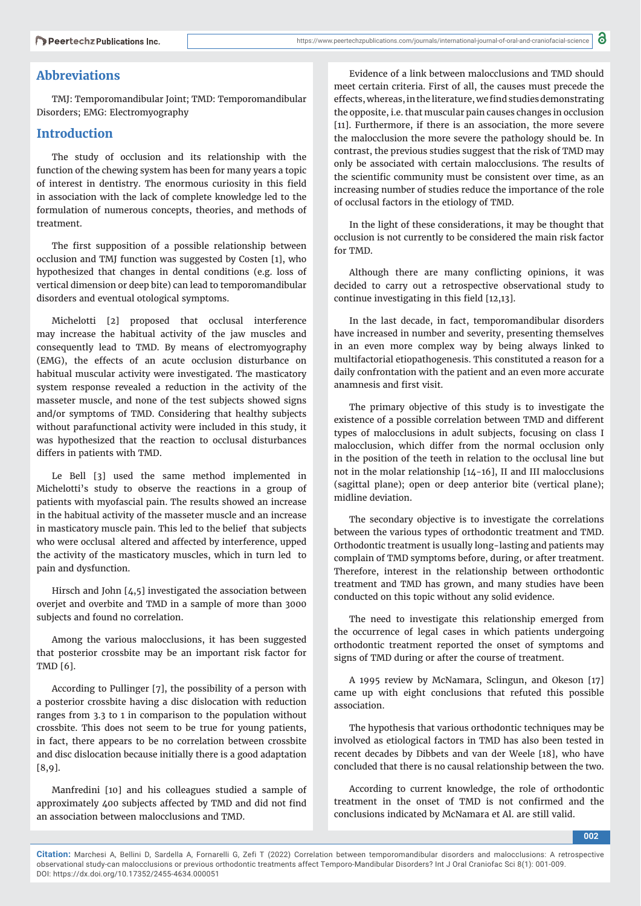## Abbreviations

TMJ: Temporomandibular Joint; TMD: Temporomandibular Disorders; EMG: Electromyography

## Introduction

The study of occlusion and its relationship with the function of the chewing system has been for many years a topic of interest in dentistry. The enormous curiosity in this field in association with the lack of complete knowledge led to the formulation of numerous concepts, theories, and methods of treatment.

The first supposition of a possible relationship between occlusion and TMJ function was suggested by Costen [1], who hypothesized that changes in dental conditions (e.g. loss of vertical dimension or deep bite) can lead to temporomandibular disorders and eventual otological symptoms.

Michelotti [2] proposed that occlusal interference may increase the habitual activity of the jaw muscles and consequently lead to TMD. By means of electromyography (EMG), the effects of an acute occlusion disturbance on habitual muscular activity were investigated. The masticatory system response revealed a reduction in the activity of the masseter muscle, and none of the test subjects showed signs and/or symptoms of TMD. Considering that healthy subjects without parafunctional activity were included in this study, it was hypothesized that the reaction to occlusal disturbances differs in patients with TMD.

Le Bell [3] used the same method implemented in Michelotti's study to observe the reactions in a group of patients with myofascial pain. The results showed an increase in the habitual activity of the masseter muscle and an increase in masticatory muscle pain. This led to the belief that subjects who were occlusal altered and affected by interference, upped the activity of the masticatory muscles, which in turn led to pain and dysfunction.

Hirsch and John [4,5] investigated the association between overjet and overbite and TMD in a sample of more than 3000 subjects and found no correlation.

Among the various malocclusions, it has been suggested that posterior crossbite may be an important risk factor for TMD [6].

According to Pullinger [7], the possibility of a person with a posterior crossbite having a disc dislocation with reduction ranges from 3.3 to 1 in comparison to the population without crossbite. This does not seem to be true for young patients, in fact, there appears to be no correlation between crossbite and disc dislocation because initially there is a good adaptation [8,9].

Manfredini [10] and his colleagues studied a sample of approximately 400 subjects affected by TMD and did not find an association between malocclusions and TMD.

Evidence of a link between malocclusions and TMD should meet certain criteria. First of all, the causes must precede the effects, whereas, in the literature, we find studies demonstrating the opposite, i.e. that muscular pain causes changes in occlusion [11]. Furthermore, if there is an association, the more severe the malocclusion the more severe the pathology should be. In contrast, the previous studies suggest that the risk of TMD may only be associated with certain malocclusions. The results of the scientific community must be consistent over time, as an increasing number of studies reduce the importance of the role of occlusal factors in the etiology of TMD.

In the light of these considerations, it may be thought that occlusion is not currently to be considered the main risk factor for TMD.

Although there are many conflicting opinions, it was decided to carry out a retrospective observational study to continue investigating in this field [12,13].

In the last decade, in fact, temporomandibular disorders have increased in number and severity, presenting themselves in an even more complex way by being always linked to multifactorial etiopathogenesis. This constituted a reason for a daily confrontation with the patient and an even more accurate anamnesis and first visit.

The primary objective of this study is to investigate the existence of a possible correlation between TMD and different types of malocclusions in adult subjects, focusing on class I malocclusion, which differ from the normal occlusion only in the position of the teeth in relation to the occlusal line but not in the molar relationship [14-16], II and III malocclusions (sagittal plane); open or deep anterior bite (vertical plane); midline deviation.

The secondary objective is to investigate the correlations between the various types of orthodontic treatment and TMD. Orthodontic treatment is usually long-lasting and patients may complain of TMD symptoms before, during, or after treatment. Therefore, interest in the relationship between orthodontic treatment and TMD has grown, and many studies have been conducted on this topic without any solid evidence.

The need to investigate this relationship emerged from the occurrence of legal cases in which patients undergoing orthodontic treatment reported the onset of symptoms and signs of TMD during or after the course of treatment.

A 1995 review by McNamara, Sclingun, and Okeson [17] came up with eight conclusions that refuted this possible association.

The hypothesis that various orthodontic techniques may be involved as etiological factors in TMD has also been tested in recent decades by Dibbets and van der Weele [18], who have concluded that there is no causal relationship between the two.

According to current knowledge, the role of orthodontic treatment in the onset of TMD is not confirmed and the conclusions indicated by McNamara et Al. are still valid.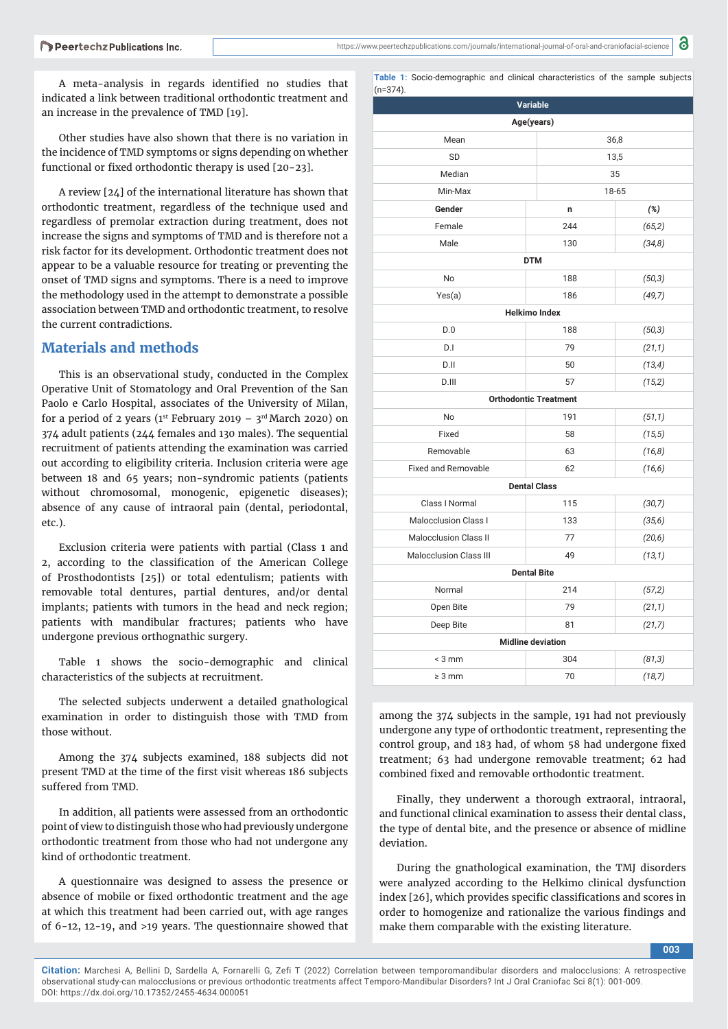A meta-analysis in regards identified no studies that indicated a link between traditional orthodontic treatment and an increase in the prevalence of TMD [19].

Other studies have also shown that there is no variation in the incidence of TMD symptoms or signs depending on whether functional or fixed orthodontic therapy is used [20-23].

A review [24] of the international literature has shown that orthodontic treatment, regardless of the technique used and regardless of premolar extraction during treatment, does not increase the signs and symptoms of TMD and is therefore not a risk factor for its development. Orthodontic treatment does not appear to be a valuable resource for treating or preventing the onset of TMD signs and symptoms. There is a need to improve the methodology used in the attempt to demonstrate a possible association between TMD and orthodontic treatment, to resolve the current contradictions.

## Materials and methods

This is an observational study, conducted in the Complex Operative Unit of Stomatology and Oral Prevention of the San Paolo e Carlo Hospital, associates of the University of Milan, for a period of 2 years (1st February 2019 – 3rd March 2020) on 374 adult patients (244 females and 130 males). The sequential recruitment of patients attending the examination was carried out according to eligibility criteria. Inclusion criteria were age between 18 and 65 years; non-syndromic patients (patients without chromosomal, monogenic, epigenetic diseases); absence of any cause of intraoral pain (dental, periodontal, etc.).

Exclusion criteria were patients with partial (Class 1 and 2, according to the classification of the American College of Prosthodontists [25]) or total edentulism; patients with removable total dentures, partial dentures, and/or dental implants; patients with tumors in the head and neck region; patients with mandibular fractures; patients who have undergone previous orthognathic surgery.

Table 1 shows the socio-demographic and clinical characteristics of the subjects at recruitment.

**Table 1:** Socio-demographic and clinical characteristics of the sample subjects (n=374).

| **Variable** | | |
|---|---|---|
| **Age(years)** | | |
| Mean | 36,8 | |
| SD | 13,5 | |
| Median | 35 | |
| Min-Max | 18-65 | |
| **Gender** | **n** | ***(%)*** |
| Female | 244 | *(65,2)* |
| Male | 130 | *(34,8)* |
| **DTM** | | |
| No | 188 | *(50,3)* |
| Yes(a) | 186 | *(49,7)* |
| **Helkimo Index** | | |
| D.0 | 188 | *(50,3)* |
| D.I | 79 | *(21,1)* |
| D.II | 50 | *(13,4)* |
| D.III | 57 | *(15,2)* |
| **Orthodontic Treatment** | | |
| No | 191 | *(51,1)* |
| Fixed | 58 | *(15,5)* |
| Removable | 63 | *(16,8)* |
| Fixed and Removable | 62 | *(16,6)* |
| **Dental Class** | | |
| Class I Normal | 115 | *(30,7)* |
| Malocclusion Class I | 133 | *(35,6)* |
| Malocclusion Class II | 77 | *(20,6)* |
| Malocclusion Class III | 49 | *(13,1)* |
| **Dental Bite** | | |
| Normal | 214 | *(57,2)* |
| Open Bite | 79 | *(21,1)* |
| Deep Bite | 81 | *(21,7)* |
| **Midline deviation** | | |
| < 3 mm | 304 | *(81,3)* |
| ≥ 3 mm | 70 | *(18,7)* |

The selected subjects underwent a detailed gnathological examination in order to distinguish those with TMD from those without.

Among the 374 subjects examined, 188 subjects did not present TMD at the time of the first visit whereas 186 subjects suffered from TMD.

In addition, all patients were assessed from an orthodontic point of view to distinguish those who had previously undergone orthodontic treatment from those who had not undergone any kind of orthodontic treatment.

A questionnaire was designed to assess the presence or absence of mobile or fixed orthodontic treatment and the age at which this treatment had been carried out, with age ranges of 6-12, 12-19, and >19 years. The questionnaire showed that among the 374 subjects in the sample, 191 had not previously undergone any type of orthodontic treatment, representing the control group, and 183 had, of whom 58 had undergone fixed treatment; 63 had undergone removable treatment; 62 had combined fixed and removable orthodontic treatment.

Finally, they underwent a thorough extraoral, intraoral, and functional clinical examination to assess their dental class, the type of dental bite, and the presence or absence of midline deviation.

During the gnathological examination, the TMJ disorders were analyzed according to the Helkimo clinical dysfunction index [26], which provides specific classifications and scores in order to homogenize and rationalize the various findings and make them comparable with the existing literature.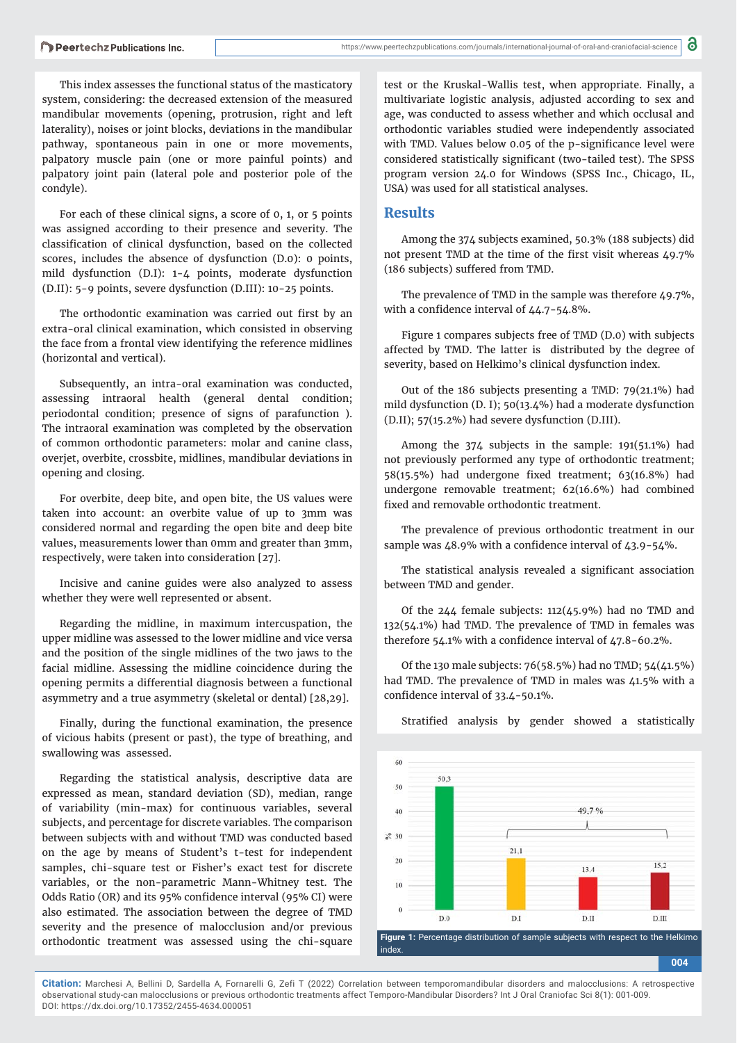This index assesses the functional status of the masticatory system, considering: the decreased extension of the measured mandibular movements (opening, protrusion, right and left laterality), noises or joint blocks, deviations in the mandibular pathway, spontaneous pain in one or more movements, palpatory muscle pain (one or more painful points) and palpatory joint pain (lateral pole and posterior pole of the condyle).

For each of these clinical signs, a score of 0, 1, or 5 points was assigned according to their presence and severity. The classification of clinical dysfunction, based on the collected scores, includes the absence of dysfunction (D.0): 0 points, mild dysfunction (D.I): 1-4 points, moderate dysfunction (D.II): 5-9 points, severe dysfunction (D.III): 10-25 points.

The orthodontic examination was carried out first by an extra-oral clinical examination, which consisted in observing the face from a frontal view identifying the reference midlines (horizontal and vertical).

Subsequently, an intra-oral examination was conducted, assessing intraoral health (general dental condition; periodontal condition; presence of signs of parafunction ). The intraoral examination was completed by the observation of common orthodontic parameters: molar and canine class, overjet, overbite, crossbite, midlines, mandibular deviations in opening and closing.

For overbite, deep bite, and open bite, the US values were taken into account: an overbite value of up to 3mm was considered normal and regarding the open bite and deep bite values, measurements lower than 0mm and greater than 3mm, respectively, were taken into consideration [27].

Incisive and canine guides were also analyzed to assess whether they were well represented or absent.

Regarding the midline, in maximum intercuspation, the upper midline was assessed to the lower midline and vice versa and the position of the single midlines of the two jaws to the facial midline. Assessing the midline coincidence during the opening permits a differential diagnosis between a functional asymmetry and a true asymmetry (skeletal or dental) [28,29].

Finally, during the functional examination, the presence of vicious habits (present or past), the type of breathing, and swallowing was assessed.

Regarding the statistical analysis, descriptive data are expressed as mean, standard deviation (SD), median, range of variability (min-max) for continuous variables, several subjects, and percentage for discrete variables. The comparison between subjects with and without TMD was conducted based on the age by means of Student's t-test for independent samples, chi-square test or Fisher's exact test for discrete variables, or the non-parametric Mann-Whitney test. The Odds Ratio (OR) and its 95% confidence interval (95% CI) were also estimated. The association between the degree of TMD severity and the presence of malocclusion and/or previous orthodontic treatment was assessed using the chi-square test or the Kruskal-Wallis test, when appropriate. Finally, a multivariate logistic analysis, adjusted according to sex and age, was conducted to assess whether and which occlusal and orthodontic variables studied were independently associated with TMD. Values below 0.05 of the p-significance level were considered statistically significant (two-tailed test). The SPSS program version 24.0 for Windows (SPSS Inc., Chicago, IL, USA) was used for all statistical analyses.

## Results

Among the 374 subjects examined, 50.3% (188 subjects) did not present TMD at the time of the first visit whereas 49.7% (186 subjects) suffered from TMD.

The prevalence of TMD in the sample was therefore 49.7%, with a confidence interval of 44.7-54.8%.

Figure 1 compares subjects free of TMD (D.0) with subjects affected by TMD. The latter is distributed by the degree of severity, based on Helkimo's clinical dysfunction index.

Out of the 186 subjects presenting a TMD: 79(21.1%) had mild dysfunction (D. I); 50(13.4%) had a moderate dysfunction (D.II); 57(15.2%) had severe dysfunction (D.III).

Among the 374 subjects in the sample: 191(51.1%) had not previously performed any type of orthodontic treatment; 58(15.5%) had undergone fixed treatment; 63(16.8%) had undergone removable treatment; 62(16.6%) had combined fixed and removable orthodontic treatment.

The prevalence of previous orthodontic treatment in our sample was 48.9% with a confidence interval of 43.9-54%.

The statistical analysis revealed a significant association between TMD and gender.

Of the 244 female subjects: 112(45.9%) had no TMD and 132(54.1%) had TMD. The prevalence of TMD in females was therefore 54.1% with a confidence interval of 47.8-60.2%.

Of the 130 male subjects: 76(58.5%) had no TMD; 54(41.5%) had TMD. The prevalence of TMD in males was 41.5% with a confidence interval of 33.4-50.1%.

Stratified analysis by gender showed a statistically

Figure 1: Percentage distribution of sample subjects with respect to the Helkimo index.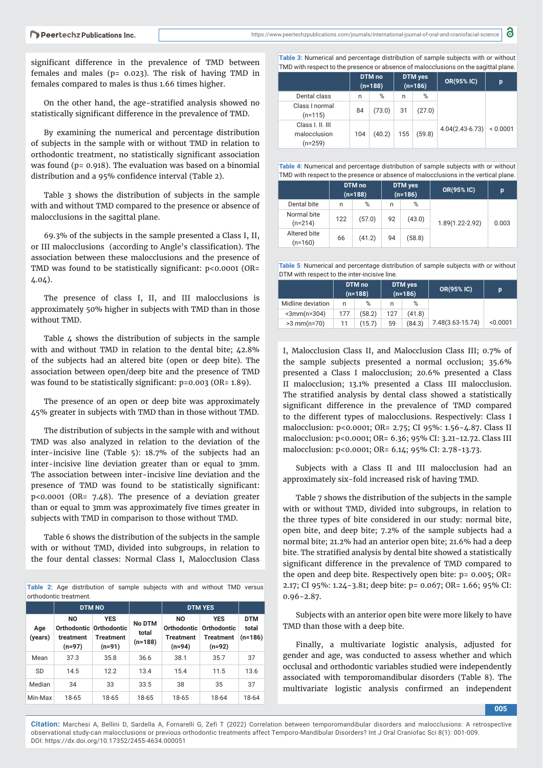significant difference in the prevalence of TMD between females and males (p= 0.023). The risk of having TMD in females compared to males is thus 1.66 times higher.

On the other hand, the age-stratified analysis showed no statistically significant difference in the prevalence of TMD.

By examining the numerical and percentage distribution of subjects in the sample with or without TMD in relation to orthodontic treatment, no statistically significant association was found (p= 0.918). The evaluation was based on a binomial distribution and a 95% confidence interval (Table 2).

Table 3 shows the distribution of subjects in the sample with and without TMD compared to the presence or absence of malocclusions in the sagittal plane.

69.3% of the subjects in the sample presented a Class I, II, or III malocclusions (according to Angle's classification). The association between these malocclusions and the presence of TMD was found to be statistically significant: p<0.0001 (OR= 4.04).

The presence of class I, II, and III malocclusions is approximately 50% higher in subjects with TMD than in those without TMD.

Table 4 shows the distribution of subjects in the sample with and without TMD in relation to the dental bite; 42.8% of the subjects had an altered bite (open or deep bite). The association between open/deep bite and the presence of TMD was found to be statistically significant: p=0.003 (OR= 1.89).

The presence of an open or deep bite was approximately 45% greater in subjects with TMD than in those without TMD.

The distribution of subjects in the sample with and without TMD was also analyzed in relation to the deviation of the inter-incisive line (Table 5): 18.7% of the subjects had an inter-incisive line deviation greater than or equal to 3mm. The association between inter-incisive line deviation and the presence of TMD was found to be statistically significant: p<0.0001 (OR= 7.48). The presence of a deviation greater than or equal to 3mm was approximately five times greater in subjects with TMD in comparison to those without TMD.

Table 6 shows the distribution of the subjects in the sample with or without TMD, divided into subgroups, in relation to the four dental classes: Normal Class I, Malocclusion Class I, Malocclusion Class II, and Malocclusion Class III; 0.7% of the sample subjects presented a normal occlusion; 35.6% presented a Class I malocclusion; 20.6% presented a Class II malocclusion; 13.1% presented a Class III malocclusion. The stratified analysis by dental class showed a statistically significant difference in the prevalence of TMD compared to the different types of malocclusions. Respectively: Class I malocclusion: p<0.0001; OR= 2.75; CI 95%: 1.56-4.87. Class II malocclusion: p<0.0001; OR= 6.36; 95% CI: 3.21-12.72. Class III malocclusion: p<0.0001; OR= 6.14; 95% CI: 2.78-13.73.

Subjects with a Class II and III malocclusion had an approximately six-fold increased risk of having TMD.

Table 7 shows the distribution of the subjects in the sample with or without TMD, divided into subgroups, in relation to the three types of bite considered in our study: normal bite, open bite, and deep bite; 7.2% of the sample subjects had a normal bite; 21.2% had an anterior open bite; 21.6% had a deep bite. The stratified analysis by dental bite showed a statistically significant difference in the prevalence of TMD compared to the open and deep bite. Respectively open bite: p= 0.005; OR= 2.17; CI 95%: 1.24-3.81; deep bite: p= 0.067; OR= 1.66; 95% CI: 0.96-2.87.

Subjects with an anterior open bite were more likely to have TMD than those with a deep bite.

Finally, a multivariate logistic analysis, adjusted for gender and age, was conducted to assess whether and which occlusal and orthodontic variables studied were independently associated with temporomandibular disorders (Table 8). The multivariate logistic analysis confirmed an independent

**Table 2:** Age distribution of sample subjects with and without TMD versus orthodontic treatment.

| | DTM NO | | | DTM YES | | |
|---|---|---|---|---|---|---|
| Age (years) | NO Orthodontic treatment (n=97) | YES Orthodontic Treatment (n=91) | No DTM total (n=188) | NO Orthodontic Treatment (n=94) | YES Orthodontic Treatment (n=92) | DTM total (n=186) |
| Mean | 37.3 | 35.8 | 36.6 | 38.1 | 35.7 | 37 |
| SD | 14.5 | 12.2 | 13.4 | 15.4 | 11.5 | 13.6 |
| Median | 34 | 33 | 33.5 | 38 | 35 | 37 |
| Min-Max | 18-65 | 18-65 | 18-65 | 18-65 | 18-64 | 18-64 |

**Table 3:** Numerical and percentage distribution of sample subjects with or without TMD with respect to the presence or absence of malocclusions on the sagittal plane.

| | DTM no (n=188) | | DTM yes (n=186) | | OR(95% IC) | p |
|---|---|---|---|---|---|---|
| Dental class | n | % | n | % | | |
| Class I normal (n=115) | 84 | (73.0) | 31 | (27.0) | 4.04(2.43-6.73) | < 0.0001 |
| Class I. II. III malocclusion (n=259) | 104 | (40.2) | 155 | (59.8) | | |

**Table 4:** Numerical and percentage distribution of sample subjects with or without TMD with respect to the presence or absence of malocclusions in the vertical plane.

| | DTM no (n=188) | | DTM yes (n=186) | | OR(95% IC) | p |
|---|---|---|---|---|---|---|
| Dental bite | n | % | n | % | | |
| Normal bite (n=214) | 122 | (57.0) | 92 | (43.0) | 1.89(1.22-2.92) | 0.003 |
| Altered bite (n=160) | 66 | (41.2) | 94 | (58.8) | | |

**Table 5**: Numerical and percentage distribution of sample subjects with or without DTM with respect to the inter-incisive line.

| | DTM no (n=188) | | DTM yes (n=186) | | OR(95% IC) | p |
|---|---|---|---|---|---|---|
| Midline deviation | n | % | n | % | | |
| <3mm(n=304) | 177 | (58.2) | 127 | (41.8) | 7.48(3.63-15.74) | <0.0001 |
| >3 mm(n=70) | 11 | (15.7) | 59 | (84.3) | | |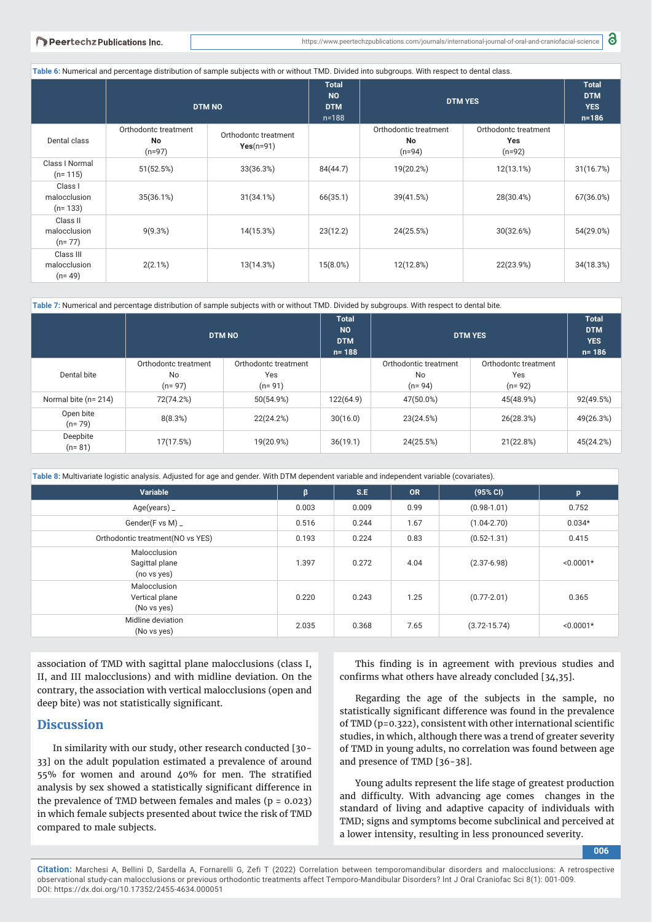**Table 6:** Numerical and percentage distribution of sample subjects with or without TMD. Divided into subgroups. With respect to dental class.

| | DTM NO | | Total NO DTM n=188 | DTM YES | | Total DTM YES n=186 |
|---|---|---|---|---|---|---|
| Dental class | Orthodontc treatment **No** (n=97) | Orthodontc treatment **Yes**(n=91) | | Orthodontic treatment **No** (n=94) | Orthodontc treatment **Yes** (n=92) | |
| Class I Normal (n= 115) | 51(52.5%) | 33(36.3%) | 84(44.7) | 19(20.2%) | 12(13.1%) | 31(16.7%) |
| Class I malocclusion (n= 133) | 35(36.1%) | 31(34.1%) | 66(35.1) | 39(41.5%) | 28(30.4%) | 67(36.0%) |
| Class II malocclusion (n= 77) | 9(9.3%) | 14(15.3%) | 23(12.2) | 24(25.5%) | 30(32.6%) | 54(29.0%) |
| Class III malocclusion (n= 49) | 2(2.1%) | 13(14.3%) | 15(8.0%) | 12(12.8%) | 22(23.9%) | 34(18.3%) |

**Table 7:** Numerical and percentage distribution of sample subjects with or without TMD. Divided by subgroups. With respect to dental bite.

| | DTM NO | | Total NO DTM n= 188 | DTM YES | | Total DTM YES n= 186 |
|---|---|---|---|---|---|---|
| Dental bite | Orthodontc treatment No (n= 97) | Orthodontc treatment Yes (n= 91) | | Orthodontic treatment No (n= 94) | Orthodontc treatment Yes (n= 92) | |
| Normal bite (n= 214) | 72(74.2%) | 50(54.9%) | 122(64.9) | 47(50.0%) | 45(48.9%) | 92(49.5%) |
| Open bite (n= 79) | 8(8.3%) | 22(24.2%) | 30(16.0) | 23(24.5%) | 26(28.3%) | 49(26.3%) |
| Deepbite (n= 81) | 17(17.5%) | 19(20.9%) | 36(19.1) | 24(25.5%) | 21(22.8%) | 45(24.2%) |

**Table 8:** Multivariate logistic analysis. Adjusted for age and gender. With DTM dependent variable and independent variable (covariates).

| Variable | β | S.E | OR | (95% CI) | p |
|---|---|---|---|---|---|
| Age(years) _ | 0.003 | 0.009 | 0.99 | (0.98-1.01) | 0.752 |
| Gender(F vs M) _ | 0.516 | 0.244 | 1.67 | (1.04-2.70) | 0.034* |
| Orthodontic treatment(NO vs YES) | 0.193 | 0.224 | 0.83 | (0.52-1.31) | 0.415 |
| Malocclusion Sagittal plane (no vs yes) | 1.397 | 0.272 | 4.04 | (2.37-6.98) | <0.0001* |
| Malocclusion Vertical plane (No vs yes) | 0.220 | 0.243 | 1.25 | (0.77-2.01) | 0.365 |
| Midline deviation (No vs yes) | 2.035 | 0.368 | 7.65 | (3.72-15.74) | <0.0001* |

association of TMD with sagittal plane malocclusions (class I, II, and III malocclusions) and with midline deviation. On the contrary, the association with vertical malocclusions (open and deep bite) was not statistically significant.

## Discussion

In similarity with our study, other research conducted [30-33] on the adult population estimated a prevalence of around 55% for women and around 40% for men. The stratified analysis by sex showed a statistically significant difference in the prevalence of TMD between females and males (p = 0.023) in which female subjects presented about twice the risk of TMD compared to male subjects.

This finding is in agreement with previous studies and confirms what others have already concluded [34,35].

Regarding the age of the subjects in the sample, no statistically significant difference was found in the prevalence of TMD (p=0.322), consistent with other international scientific studies, in which, although there was a trend of greater severity of TMD in young adults, no correlation was found between age and presence of TMD [36-38].

Young adults represent the life stage of greatest production and difficulty. With advancing age comes changes in the standard of living and adaptive capacity of individuals with TMD; signs and symptoms become subclinical and perceived at a lower intensity, resulting in less pronounced severity.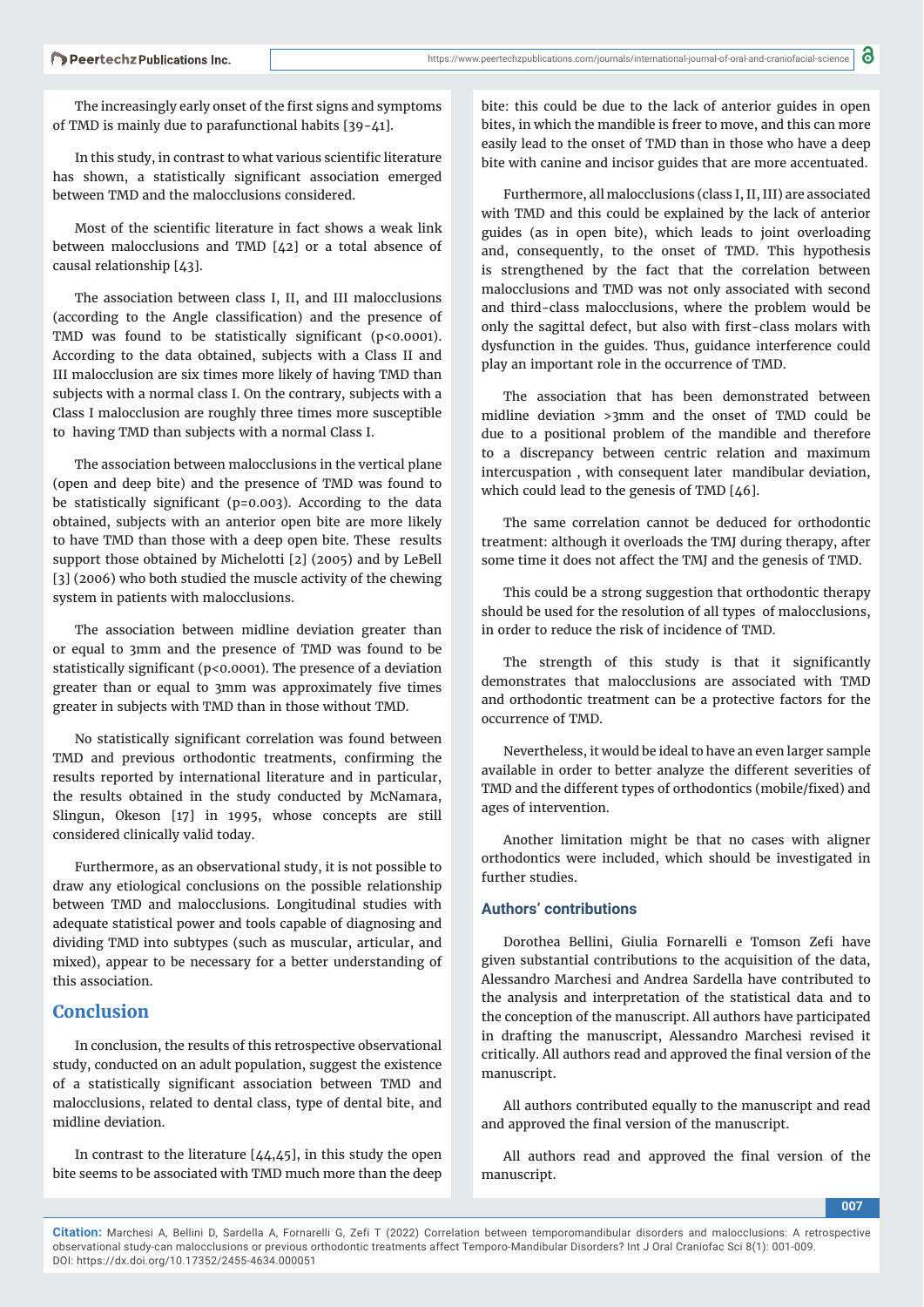The increasingly early onset of the first signs and symptoms of TMD is mainly due to parafunctional habits [39-41].

In this study, in contrast to what various scientific literature has shown, a statistically significant association emerged between TMD and the malocclusions considered.

Most of the scientific literature in fact shows a weak link between malocclusions and TMD [42] or a total absence of causal relationship [43].

The association between class I, II, and III malocclusions (according to the Angle classification) and the presence of TMD was found to be statistically significant ($p<0.0001$). According to the data obtained, subjects with a Class II and III malocclusion are six times more likely of having TMD than subjects with a normal class I. On the contrary, subjects with a Class I malocclusion are roughly three times more susceptible to having TMD than subjects with a normal Class I.

The association between malocclusions in the vertical plane (open and deep bite) and the presence of TMD was found to be statistically significant ($p=0.003$). According to the data obtained, subjects with an anterior open bite are more likely to have TMD than those with a deep open bite. These results support those obtained by Michelotti [2] (2005) and by LeBell [3] (2006) who both studied the muscle activity of the chewing system in patients with malocclusions.

The association between midline deviation greater than or equal to 3mm and the presence of TMD was found to be statistically significant ($p<0.0001$). The presence of a deviation greater than or equal to 3mm was approximately five times greater in subjects with TMD than in those without TMD.

No statistically significant correlation was found between TMD and previous orthodontic treatments, confirming the results reported by international literature and in particular, the results obtained in the study conducted by McNamara, Slingun, Okeson [17] in 1995, whose concepts are still considered clinically valid today.

Furthermore, as an observational study, it is not possible to draw any etiological conclusions on the possible relationship between TMD and malocclusions. Longitudinal studies with adequate statistical power and tools capable of diagnosing and dividing TMD into subtypes (such as muscular, articular, and mixed), appear to be necessary for a better understanding of this association.

## Conclusion

In conclusion, the results of this retrospective observational study, conducted on an adult population, suggest the existence of a statistically significant association between TMD and malocclusions, related to dental class, type of dental bite, and midline deviation.

In contrast to the literature [44,45], in this study the open bite seems to be associated with TMD much more than the deep bite: this could be due to the lack of anterior guides in open bites, in which the mandible is freer to move, and this can more easily lead to the onset of TMD than in those who have a deep bite with canine and incisor guides that are more accentuated.

Furthermore, all malocclusions (class I, II, III) are associated with TMD and this could be explained by the lack of anterior guides (as in open bite), which leads to joint overloading and, consequently, to the onset of TMD. This hypothesis is strengthened by the fact that the correlation between malocclusions and TMD was not only associated with second and third-class malocclusions, where the problem would be only the sagittal defect, but also with first-class molars with dysfunction in the guides. Thus, guidance interference could play an important role in the occurrence of TMD.

The association that has been demonstrated between midline deviation >3mm and the onset of TMD could be due to a positional problem of the mandible and therefore to a discrepancy between centric relation and maximum intercuspation , with consequent later mandibular deviation, which could lead to the genesis of TMD [46].

The same correlation cannot be deduced for orthodontic treatment: although it overloads the TMJ during therapy, after some time it does not affect the TMJ and the genesis of TMD.

This could be a strong suggestion that orthodontic therapy should be used for the resolution of all types of malocclusions, in order to reduce the risk of incidence of TMD.

The strength of this study is that it significantly demonstrates that malocclusions are associated with TMD and orthodontic treatment can be a protective factors for the occurrence of TMD.

Nevertheless, it would be ideal to have an even larger sample available in order to better analyze the different severities of TMD and the different types of orthodontics (mobile/fixed) and ages of intervention.

Another limitation might be that no cases with aligner orthodontics were included, which should be investigated in further studies.

### Authors' contributions

Dorothea Bellini, Giulia Fornarelli e Tomson Zefi have given substantial contributions to the acquisition of the data, Alessandro Marchesi and Andrea Sardella have contributed to the analysis and interpretation of the statistical data and to the conception of the manuscript. All authors have participated in drafting the manuscript, Alessandro Marchesi revised it critically. All authors read and approved the final version of the manuscript.

All authors contributed equally to the manuscript and read and approved the final version of the manuscript.

All authors read and approved the final version of the manuscript.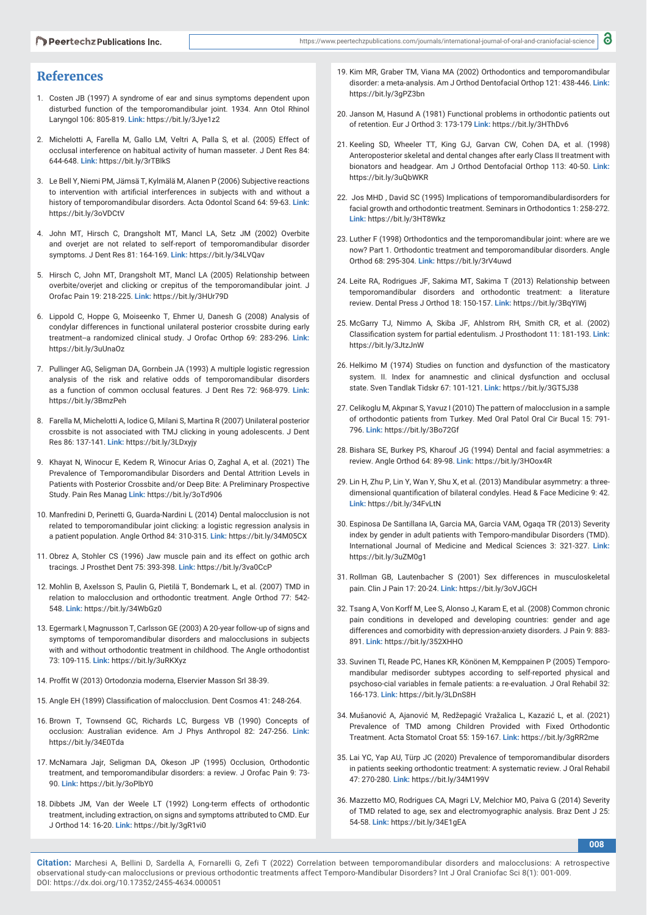## References

1. Costen JB (1997) A syndrome of ear and sinus symptoms dependent upon disturbed function of the temporomandibular joint. 1934. Ann Otol Rhinol Laryngol 106: 805-819. **Link:** https://bit.ly/3Jye1z2

2. Michelotti A, Farella M, Gallo LM, Veltri A, Palla S, et al. (2005) Effect of occlusal interference on habitual activity of human masseter. J Dent Res 84: 644-648. **Link:** https://bit.ly/3rTBlkS

3. Le Bell Y, Niemi PM, Jämsä T, Kylmälä M, Alanen P (2006) Subjective reactions to intervention with artificial interferences in subjects with and without a history of temporomandibular disorders. Acta Odontol Scand 64: 59-63. **Link:** https://bit.ly/3oVDCtV

4. John MT, Hirsch C, Drangsholt MT, Mancl LA, Setz JM (2002) Overbite and overjet are not related to self-report of temporomandibular disorder symptoms. J Dent Res 81: 164-169. **Link:** https://bit.ly/34LVQav

5. Hirsch C, John MT, Drangsholt MT, Mancl LA (2005) Relationship between overbite/overjet and clicking or crepitus of the temporomandibular joint. J Orofac Pain 19: 218-225. **Link:** https://bit.ly/3HUr79D

6. Lippold C, Hoppe G, Moiseenko T, Ehmer U, Danesh G (2008) Analysis of condylar differences in functional unilateral posterior crossbite during early treatment--a randomized clinical study. J Orofac Orthop 69: 283-296. **Link:** https://bit.ly/3uUnaOz

7. Pullinger AG, Seligman DA, Gornbein JA (1993) A multiple logistic regression analysis of the risk and relative odds of temporomandibular disorders as a function of common occlusal features. J Dent Res 72: 968-979. **Link:** https://bit.ly/3BmzPeh

8. Farella M, Michelotti A, Iodice G, Milani S, Martina R (2007) Unilateral posterior crossbite is not associated with TMJ clicking in young adolescents. J Dent Res 86: 137-141. **Link:** https://bit.ly/3LDxyjy

9. Khayat N, Winocur E, Kedem R, Winocur Arias O, Zaghal A, et al. (2021) The Prevalence of Temporomandibular Disorders and Dental Attrition Levels in Patients with Posterior Crossbite and/or Deep Bite: A Preliminary Prospective Study. Pain Res Manag **Link:** https://bit.ly/3oTd906

10. Manfredini D, Perinetti G, Guarda-Nardini L (2014) Dental malocclusion is not related to temporomandibular joint clicking: a logistic regression analysis in a patient population. Angle Orthod 84: 310-315. **Link:** https://bit.ly/34M05CX

11. Obrez A, Stohler CS (1996) Jaw muscle pain and its effect on gothic arch tracings. J Prosthet Dent 75: 393-398. **Link:** https://bit.ly/3va0CcP

12. Mohlin B, Axelsson S, Paulin G, Pietilä T, Bondemark L, et al. (2007) TMD in relation to malocclusion and orthodontic treatment. Angle Orthod 77: 542-548. **Link:** https://bit.ly/34WbGz0

13. Egermark I, Magnusson T, Carlsson GE (2003) A 20-year follow-up of signs and symptoms of temporomandibular disorders and malocclusions in subjects with and without orthodontic treatment in childhood. The Angle orthodontist 73: 109-115. **Link:** https://bit.ly/3uRKXyz

14. Proffit W (2013) Ortodonzia moderna, Elservier Masson Srl 38-39.

15. Angle EH (1899) Classification of malocclusion. Dent Cosmos 41: 248-264.

16. Brown T, Townsend GC, Richards LC, Burgess VB (1990) Concepts of occlusion: Australian evidence. Am J Phys Anthropol 82: 247-256. **Link:** https://bit.ly/34E0Tda

17. McNamara Jajr, Seligman DA, Okeson JP (1995) Occlusion, Orthodontic treatment, and temporomandibular disorders: a review. J Orofac Pain 9: 73-90. **Link:** https://bit.ly/3oPlbY0

18. Dibbets JM, Van der Weele LT (1992) Long-term effects of orthodontic treatment, including extraction, on signs and symptoms attributed to CMD. Eur J Orthod 14: 16-20. **Link:** https://bit.ly/3gR1vi0

19. Kim MR, Graber TM, Viana MA (2002) Orthodontics and temporomandibular disorder: a meta-analysis. Am J Orthod Dentofacial Orthop 121: 438-446. **Link:** https://bit.ly/3gPZ3bn

20. Janson M, Hasund A (1981) Functional problems in orthodontic patients out of retention. Eur J Orthod 3: 173-179 **Link:** https://bit.ly/3HThDv6

21. Keeling SD, Wheeler TT, King GJ, Garvan CW, Cohen DA, et al. (1998) Anteroposterior skeletal and dental changes after early Class II treatment with bionators and headgear. Am J Orthod Dentofacial Orthop 113: 40-50. **Link:** https://bit.ly/3uQbWKR

22. Jos MHD , David SC (1995) Implications of temporomandibulardisorders for facial growth and orthodontic treatment. Seminars in Orthodontics 1: 258-272. **Link:** https://bit.ly/3HT8Wkz

23. Luther F (1998) Orthodontics and the temporomandibular joint: where are we now? Part 1. Orthodontic treatment and temporomandibular disorders. Angle Orthod 68: 295-304. **Link:** https://bit.ly/3rV4uwd

24. Leite RA, Rodrigues JF, Sakima MT, Sakima T (2013) Relationship between temporomandibular disorders and orthodontic treatment: a literature review. Dental Press J Orthod 18: 150-157. **Link:** https://bit.ly/3BqYIWj

25. McGarry TJ, Nimmo A, Skiba JF, Ahlstrom RH, Smith CR, et al. (2002) Classification system for partial edentulism. J Prosthodont 11: 181-193. **Link:** https://bit.ly/3JtzJnW

26. Helkimo M (1974) Studies on function and dysfunction of the masticatory system. II. Index for anamnestic and clinical dysfunction and occlusal state. Sven Tandlak Tidskr 67: 101-121. **Link:** https://bit.ly/3GT5J38

27. Celikoglu M, Akpınar S, Yavuz I (2010) The pattern of malocclusion in a sample of orthodontic patients from Turkey. Med Oral Patol Oral Cir Bucal 15: 791-796. **Link:** https://bit.ly/3Bo72Gf

28. Bishara SE, Burkey PS, Kharouf JG (1994) Dental and facial asymmetries: a review. Angle Orthod 64: 89-98. **Link:** https://bit.ly/3HOox4R

29. Lin H, Zhu P, Lin Y, Wan Y, Shu X, et al. (2013) Mandibular asymmetry: a three-dimensional quantification of bilateral condyles. Head & Face Medicine 9: 42. **Link:** https://bit.ly/34FvLtN

30. Espinosa De Santillana IA, Garcia MA, Garcia VAM, Ogaqa TR (2013) Severity index by gender in adult patients with Temporo-mandibular Disorders (TMD). International Journal of Medicine and Medical Sciences 3: 321-327. **Link:** https://bit.ly/3uZM0g1

31. Rollman GB, Lautenbacher S (2001) Sex differences in musculoskeletal pain. Clin J Pain 17: 20-24. **Link:** https://bit.ly/3oVJGCH

32. Tsang A, Von Korff M, Lee S, Alonso J, Karam E, et al. (2008) Common chronic pain conditions in developed and developing countries: gender and age differences and comorbidity with depression-anxiety disorders. J Pain 9: 883-891. **Link:** https://bit.ly/352XHHO

33. Suvinen TI, Reade PC, Hanes KR, Könönen M, Kemppainen P (2005) Temporo-mandibular medisorder subtypes according to self-reported physical and psychoso-cial variables in female patients: a re-evaluation. J Oral Rehabil 32: 166-173. **Link:** https://bit.ly/3LDnS8H

34. Mušanović A, Ajanović M, Redžepagić Vražalica L, Kazazić L, et al. (2021) Prevalence of TMD among Children Provided with Fixed Orthodontic Treatment. Acta Stomatol Croat 55: 159-167. **Link:** https://bit.ly/3gRR2me

35. Lai YC, Yap AU, Türp JC (2020) Prevalence of temporomandibular disorders in patients seeking orthodontic treatment: A systematic review. J Oral Rehabil 47: 270-280. **Link:** https://bit.ly/34M199V

36. Mazzetto MO, Rodrigues CA, Magri LV, Melchior MO, Paiva G (2014) Severity of TMD related to age, sex and electromyographic analysis. Braz Dent J 25: 54-58. **Link:** https://bit.ly/34E1gEA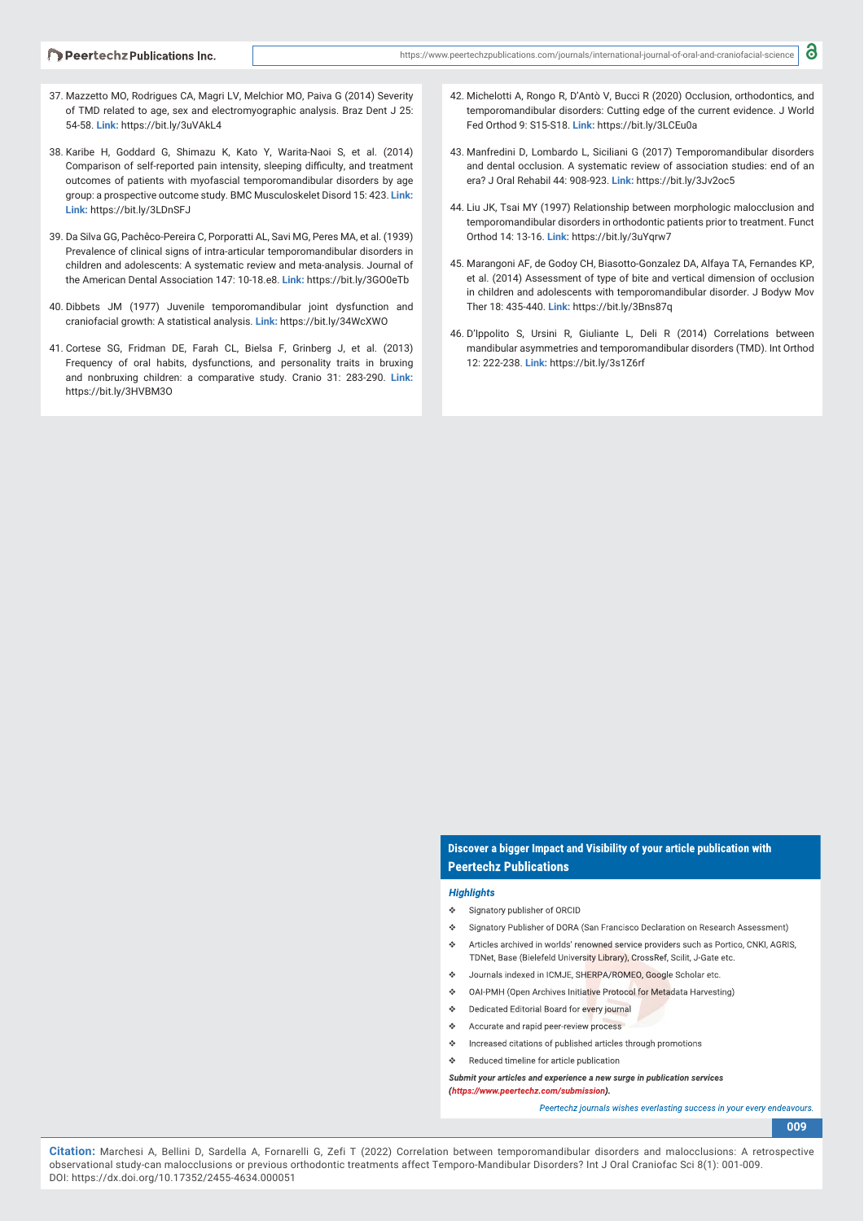37. Mazzetto MO, Rodrigues CA, Magri LV, Melchior MO, Paiva G (2014) Severity of TMD related to age, sex and electromyographic analysis. Braz Dent J 25: 54-58. **Link:** https://bit.ly/3uVAkL4

38. Karibe H, Goddard G, Shimazu K, Kato Y, Warita-Naoi S, et al. (2014) Comparison of self-reported pain intensity, sleeping difficulty, and treatment outcomes of patients with myofascial temporomandibular disorders by age group: a prospective outcome study. BMC Musculoskelet Disord 15: 423. **Link:** **Link:** https://bit.ly/3LDnSFJ

39. Da Silva GG, Pachêco-Pereira C, Porporatti AL, Savi MG, Peres MA, et al. (1939) Prevalence of clinical signs of intra-articular temporomandibular disorders in children and adolescents: A systematic review and meta-analysis. Journal of the American Dental Association 147: 10-18.e8. **Link:** https://bit.ly/3GO0eTb

40. Dibbets JM (1977) Juvenile temporomandibular joint dysfunction and craniofacial growth: A statistical analysis. **Link:** https://bit.ly/34WcXWO

41. Cortese SG, Fridman DE, Farah CL, Bielsa F, Grinberg J, et al. (2013) Frequency of oral habits, dysfunctions, and personality traits in bruxing and nonbruxing children: a comparative study. Cranio 31: 283-290. **Link:** https://bit.ly/3HVBM3O

42. Michelotti A, Rongo R, D'Antò V, Bucci R (2020) Occlusion, orthodontics, and temporomandibular disorders: Cutting edge of the current evidence. J World Fed Orthod 9: S15-S18. **Link:** https://bit.ly/3LCEu0a

43. Manfredini D, Lombardo L, Siciliani G (2017) Temporomandibular disorders and dental occlusion. A systematic review of association studies: end of an era? J Oral Rehabil 44: 908-923. **Link:** https://bit.ly/3Jv2oc5

44. Liu JK, Tsai MY (1997) Relationship between morphologic malocclusion and temporomandibular disorders in orthodontic patients prior to treatment. Funct Orthod 14: 13-16. **Link:** https://bit.ly/3uYqrw7

45. Marangoni AF, de Godoy CH, Biasotto-Gonzalez DA, Alfaya TA, Fernandes KP, et al. (2014) Assessment of type of bite and vertical dimension of occlusion in children and adolescents with temporomandibular disorder. J Bodyw Mov Ther 18: 435-440. **Link:** https://bit.ly/3Bns87q

46. D'Ippolito S, Ursini R, Giuliante L, Deli R (2014) Correlations between mandibular asymmetries and temporomandibular disorders (TMD). Int Orthod 12: 222-238. **Link:** https://bit.ly/3s1Z6rf

**Discover a bigger Impact and Visibility of your article publication with Peertechz Publications**

***Highlights***

- Signatory publisher of ORCID
- Signatory Publisher of DORA (San Francisco Declaration on Research Assessment)
- Articles archived in worlds' renowned service providers such as Portico, CNKI, AGRIS, TDNet, Base (Bielefeld University Library), CrossRef, Scilit, J-Gate etc.
- Journals indexed in ICMJE, SHERPA/ROMEO, Google Scholar etc.
- OAI-PMH (Open Archives Initiative Protocol for Metadata Harvesting)
- Dedicated Editorial Board for every journal
- Accurate and rapid peer-review process
- Increased citations of published articles through promotions
- Reduced timeline for article publication

***Submit your articles and experience a new surge in publication services (https://www.peertechz.com/submission).***

*Peertechz journals wishes everlasting success in your every endeavours.*

**Citation:** Marchesi A, Bellini D, Sardella A, Fornarelli G, Zefi T (2022) Correlation between temporomandibular disorders and malocclusions: A retrospective observational study-can malocclusions or previous orthodontic treatments affect Temporo-Mandibular Disorders? Int J Oral Craniofac Sci 8(1): 001-009. DOI: https://dx.doi.org/10.17352/2455-4634.000051